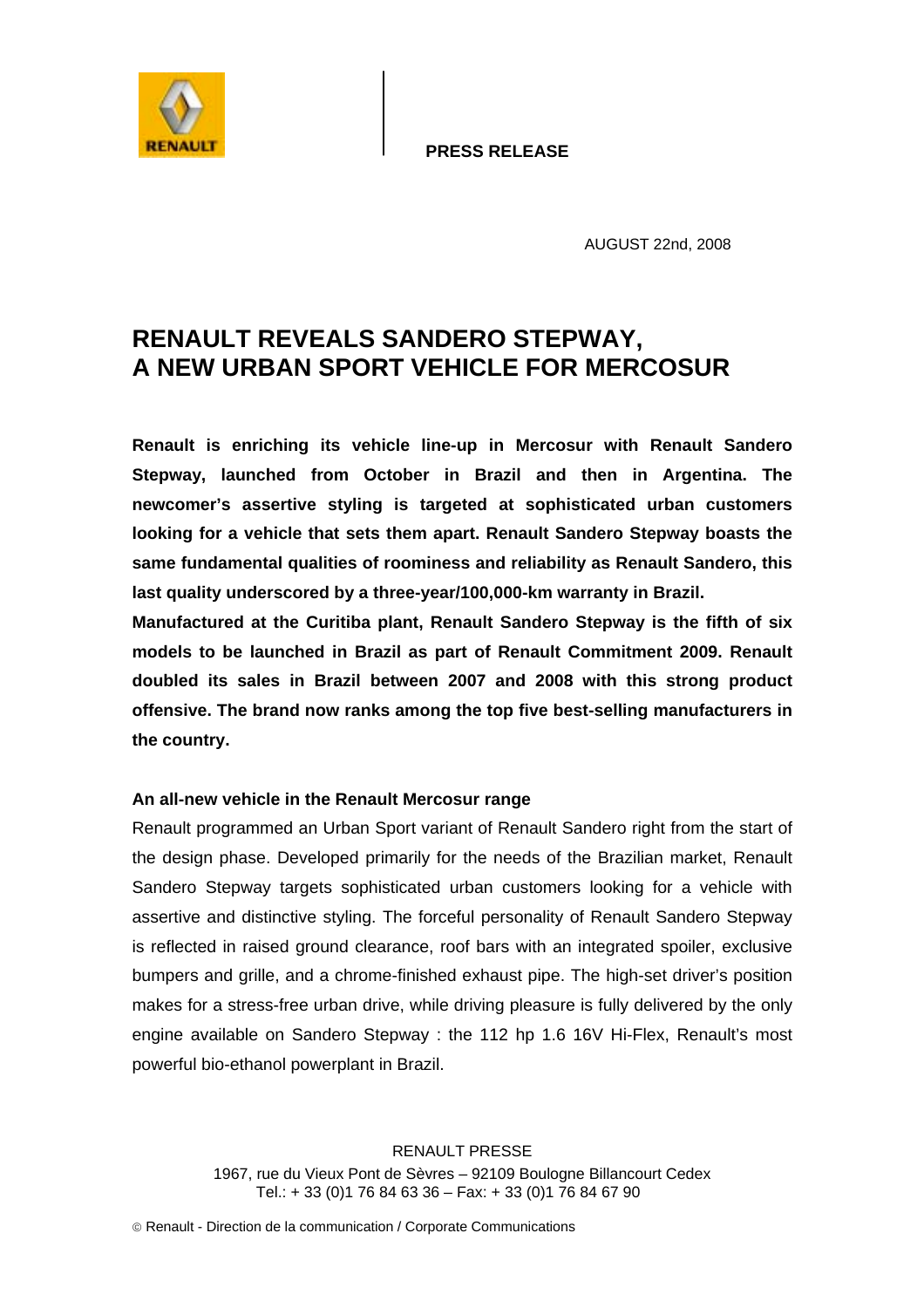**PRESS RELEASE**

AUGUST 22nd, 2008

# RENAULT REVEALS SANDERO STEPWAY, A NEW URBAN SPORT VEHICLE FOR MERCOSUR

**Renault is enriching its vehicle line-up in Mercosur with Renault Sandero Stepway, launched from October in Brazil and then in Argentina. The newcomer's assertive styling is targeted at sophisticated urban customers looking for a vehicle that sets them apart. Renault Sandero Stepway boasts the same fundamental qualities of roominess and reliability as Renault Sandero, this last quality underscored by a three-year/100,000-km warranty in Brazil.**

**Manufactured at the Curitiba plant, Renault Sandero Stepway is the fifth of six models to be launched in Brazil as part of Renault Commitment 2009. Renault doubled its sales in Brazil between 2007 and 2008 with this strong product offensive. The brand now ranks among the top five best-selling manufacturers in the country.**

### An all-new vehicle in the Renault Mercosur range

Renault programmed an Urban Sport variant of Renault Sandero right from the start of the design phase. Developed primarily for the needs of the Brazilian market, Renault Sandero Stepway targets sophisticated urban customers looking for a vehicle with assertive and distinctive styling. The forceful personality of Renault Sandero Stepway is reflected in raised ground clearance, roof bars with an integrated spoiler, exclusive bumpers and grille, and a chrome-finished exhaust pipe. The high-set driver's position makes for a stress-free urban drive, while driving pleasure is fully delivered by the only engine available on Sandero Stepway : the 112 hp 1.6 16V Hi-Flex, Renault's most powerful bio-ethanol powerplant in Brazil.

RENAULT PRESSE
1967, rue du Vieux Pont de Sèvres – 92109 Boulogne Billancourt Cedex
Tel.: + 33 (0)1 76 84 63 36 – Fax: + 33 (0)1 76 84 67 90

© Renault - Direction de la communication / Corporate Communications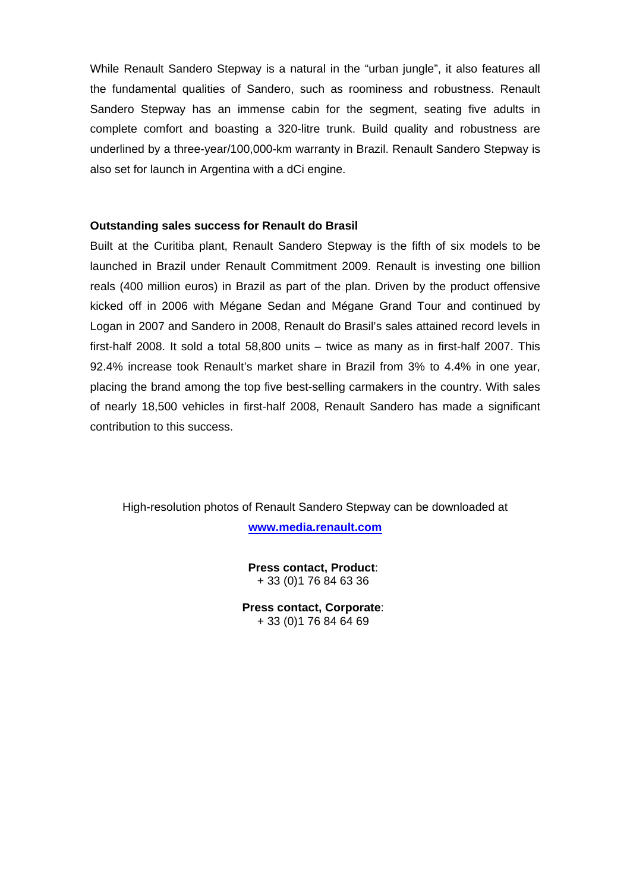While Renault Sandero Stepway is a natural in the "urban jungle", it also features all the fundamental qualities of Sandero, such as roominess and robustness. Renault Sandero Stepway has an immense cabin for the segment, seating five adults in complete comfort and boasting a 320-litre trunk. Build quality and robustness are underlined by a three-year/100,000-km warranty in Brazil. Renault Sandero Stepway is also set for launch in Argentina with a dCi engine.

**Outstanding sales success for Renault do Brasil**

Built at the Curitiba plant, Renault Sandero Stepway is the fifth of six models to be launched in Brazil under Renault Commitment 2009. Renault is investing one billion reals (400 million euros) in Brazil as part of the plan. Driven by the product offensive kicked off in 2006 with Mégane Sedan and Mégane Grand Tour and continued by Logan in 2007 and Sandero in 2008, Renault do Brasil's sales attained record levels in first-half 2008. It sold a total 58,800 units – twice as many as in first-half 2007. This 92.4% increase took Renault's market share in Brazil from 3% to 4.4% in one year, placing the brand among the top five best-selling carmakers in the country. With sales of nearly 18,500 vehicles in first-half 2008, Renault Sandero has made a significant contribution to this success.

High-resolution photos of Renault Sandero Stepway can be downloaded at
**www.media.renault.com**

**Press contact, Product**:
+ 33 (0)1 76 84 63 36

**Press contact, Corporate**:
+ 33 (0)1 76 84 64 69